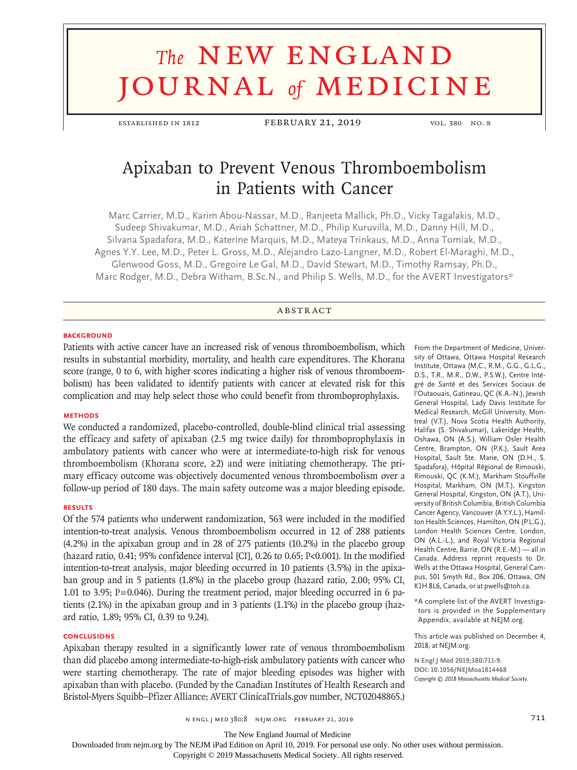# Apixaban to Prevent Venous Thromboembolism in Patients with Cancer

Marc Carrier, M.D., Karim Abou-Nassar, M.D., Ranjeeta Mallick, Ph.D., Vicky Tagalakis, M.D., Sudeep Shivakumar, M.D., Ariah Schattner, M.D., Philip Kuruvilla, M.D., Danny Hill, M.D., Silvana Spadafora, M.D., Katerine Marquis, M.D., Mateya Trinkaus, M.D., Anna Tomiak, M.D., Agnes Y.Y. Lee, M.D., Peter L. Gross, M.D., Alejandro Lazo-Langner, M.D., Robert El-Maraghi, M.D., Glenwood Goss, M.D., Gregoire Le Gal, M.D., David Stewart, M.D., Timothy Ramsay, Ph.D., Marc Rodger, M.D., Debra Witham, B.Sc.N., and Philip S. Wells, M.D., for the AVERT Investigators*

## ABSTRACT

### BACKGROUND

Patients with active cancer have an increased risk of venous thromboembolism, which results in substantial morbidity, mortality, and health care expenditures. The Khorana score (range, 0 to 6, with higher scores indicating a higher risk of venous thromboembolism) has been validated to identify patients with cancer at elevated risk for this complication and may help select those who could benefit from thromboprophylaxis.

### METHODS

We conducted a randomized, placebo-controlled, double-blind clinical trial assessing the efficacy and safety of apixaban (2.5 mg twice daily) for thromboprophylaxis in ambulatory patients with cancer who were at intermediate-to-high risk for venous thromboembolism (Khorana score, ≥2) and were initiating chemotherapy. The primary efficacy outcome was objectively documented venous thromboembolism over a follow-up period of 180 days. The main safety outcome was a major bleeding episode.

### RESULTS

Of the 574 patients who underwent randomization, 563 were included in the modified intention-to-treat analysis. Venous thromboembolism occurred in 12 of 288 patients (4.2%) in the apixaban group and in 28 of 275 patients (10.2%) in the placebo group (hazard ratio, 0.41; 95% confidence interval [CI], 0.26 to 0.65; P<0.001). In the modified intention-to-treat analysis, major bleeding occurred in 10 patients (3.5%) in the apixaban group and in 5 patients (1.8%) in the placebo group (hazard ratio, 2.00; 95% CI, 1.01 to 3.95; P=0.046). During the treatment period, major bleeding occurred in 6 patients (2.1%) in the apixaban group and in 3 patients (1.1%) in the placebo group (hazard ratio, 1.89; 95% CI, 0.39 to 9.24).

### CONCLUSIONS

Apixaban therapy resulted in a significantly lower rate of venous thromboembolism than did placebo among intermediate-to-high-risk ambulatory patients with cancer who were starting chemotherapy. The rate of major bleeding episodes was higher with apixaban than with placebo. (Funded by the Canadian Institutes of Health Research and Bristol-Myers Squibb–Pfizer Alliance; AVERT ClinicalTrials.gov number, NCT02048865.)

From the Department of Medicine, University of Ottawa, Ottawa Hospital Research Institute, Ottawa (M.C., R.M., G.G., G.L.G., D.S., T.R., M.R., D.W., P.S.W.), Centre Intégré de Santé et des Services Sociaux de l'Outaouais, Gatineau, QC (K.A.-N.), Jewish General Hospital, Lady Davis Institute for Medical Research, McGill University, Montreal (V.T.), Nova Scotia Health Authority, Halifax (S. Shivakumar), Lakeridge Health, Oshawa, ON (A.S.), William Osler Health Centre, Brampton, ON (P.K.), Sault Area Hospital, Sault Ste. Marie, ON (D.H., S. Spadafora), Hôpital Régional de Rimouski, Rimouski, QC (K.M.), Markham Stouffville Hospital, Markham, ON (M.T.), Kingston General Hospital, Kingston, ON (A.T.), University of British Columbia, British Columbia Cancer Agency, Vancouver (A.Y.Y.L.), Hamilton Health Sciences, Hamilton, ON (P.L.G.), London Health Sciences Centre, London, ON (A.L.-L.), and Royal Victoria Regional Health Centre, Barrie, ON (R.E.-M.) — all in Canada. Address reprint requests to Dr. Wells at the Ottawa Hospital, General Campus, 501 Smyth Rd., Box 206, Ottawa, ON K1H 8L6, Canada, or at pwells@toh.ca.

*A complete list of the AVERT Investigators is provided in the Supplementary Appendix, available at NEJM.org.

This article was published on December 4, 2018, at NEJM.org.

**N Engl J Med 2019;380:711-9.**
**DOI: 10.1056/NEJMoa1814468**
*Copyright © 2018 Massachusetts Medical Society.*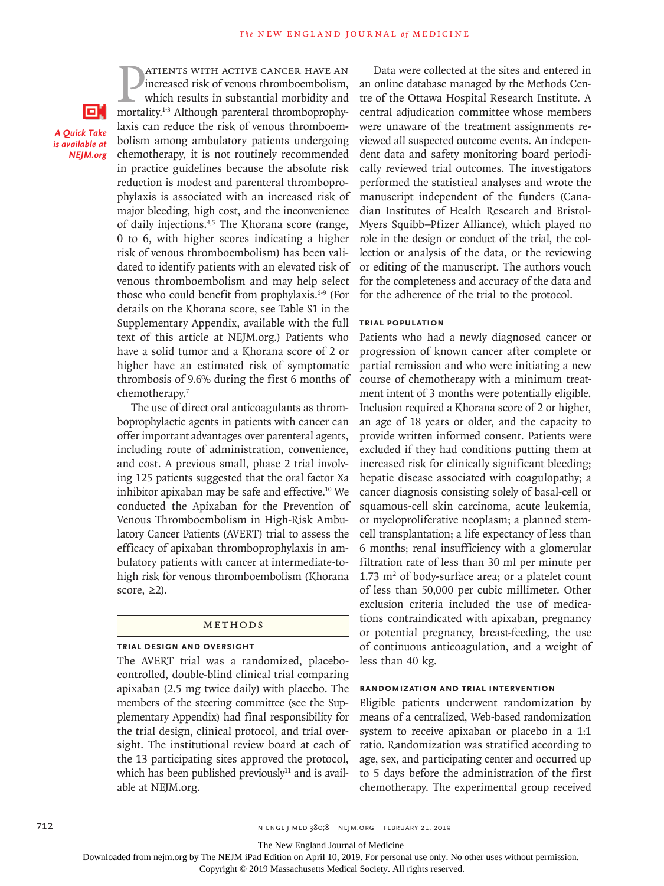Patients with active cancer have an increased risk of venous thromboembolism, which results in substantial morbidity and mortality.[1-3] Although parenteral thromboprophylaxis can reduce the risk of venous thromboembolism among ambulatory patients undergoing chemotherapy, it is not routinely recommended in practice guidelines because the absolute risk reduction is modest and parenteral thromboprophylaxis is associated with an increased risk of major bleeding, high cost, and the inconvenience of daily injections.[4,5] The Khorana score (range, 0 to 6, with higher scores indicating a higher risk of venous thromboembolism) has been validated to identify patients with an elevated risk of venous thromboembolism and may help select those who could benefit from prophylaxis.[6-9] (For details on the Khorana score, see Table S1 in the Supplementary Appendix, available with the full text of this article at NEJM.org.) Patients who have a solid tumor and a Khorana score of 2 or higher have an estimated risk of symptomatic thrombosis of 9.6% during the first 6 months of chemotherapy.[7]

*A Quick Take is available at NEJM.org*

The use of direct oral anticoagulants as thromboprophylactic agents in patients with cancer can offer important advantages over parenteral agents, including route of administration, convenience, and cost. A previous small, phase 2 trial involving 125 patients suggested that the oral factor Xa inhibitor apixaban may be safe and effective.[10] We conducted the Apixaban for the Prevention of Venous Thromboembolism in High-Risk Ambulatory Cancer Patients (AVERT) trial to assess the efficacy of apixaban thromboprophylaxis in ambulatory patients with cancer at intermediate-to-high risk for venous thromboembolism (Khorana score, ≥2).

## Methods

### Trial Design and Oversight

The AVERT trial was a randomized, placebo-controlled, double-blind clinical trial comparing apixaban (2.5 mg twice daily) with placebo. The members of the steering committee (see the Supplementary Appendix) had final responsibility for the trial design, clinical protocol, and trial oversight. The institutional review board at each of the 13 participating sites approved the protocol, which has been published previously[11] and is available at NEJM.org.

Data were collected at the sites and entered in an online database managed by the Methods Centre of the Ottawa Hospital Research Institute. A central adjudication committee whose members were unaware of the treatment assignments reviewed all suspected outcome events. An independent data and safety monitoring board periodically reviewed trial outcomes. The investigators performed the statistical analyses and wrote the manuscript independent of the funders (Canadian Institutes of Health Research and Bristol-Myers Squibb–Pfizer Alliance), which played no role in the design or conduct of the trial, the collection or analysis of the data, or the reviewing or editing of the manuscript. The authors vouch for the completeness and accuracy of the data and for the adherence of the trial to the protocol.

### Trial Population

Patients who had a newly diagnosed cancer or progression of known cancer after complete or partial remission and who were initiating a new course of chemotherapy with a minimum treatment intent of 3 months were potentially eligible. Inclusion required a Khorana score of 2 or higher, an age of 18 years or older, and the capacity to provide written informed consent. Patients were excluded if they had conditions putting them at increased risk for clinically significant bleeding; hepatic disease associated with coagulopathy; a cancer diagnosis consisting solely of basal-cell or squamous-cell skin carcinoma, acute leukemia, or myeloproliferative neoplasm; a planned stem-cell transplantation; a life expectancy of less than 6 months; renal insufficiency with a glomerular filtration rate of less than 30 ml per minute per 1.73 $m^2$ of body-surface area; or a platelet count of less than 50,000 per cubic millimeter. Other exclusion criteria included the use of medications contraindicated with apixaban, pregnancy or potential pregnancy, breast-feeding, the use of continuous anticoagulation, and a weight of less than 40 kg.

### Randomization and Trial Intervention

Eligible patients underwent randomization by means of a centralized, Web-based randomization system to receive apixaban or placebo in a 1:1 ratio. Randomization was stratified according to age, sex, and participating center and occurred up to 5 days before the administration of the first chemotherapy. The experimental group received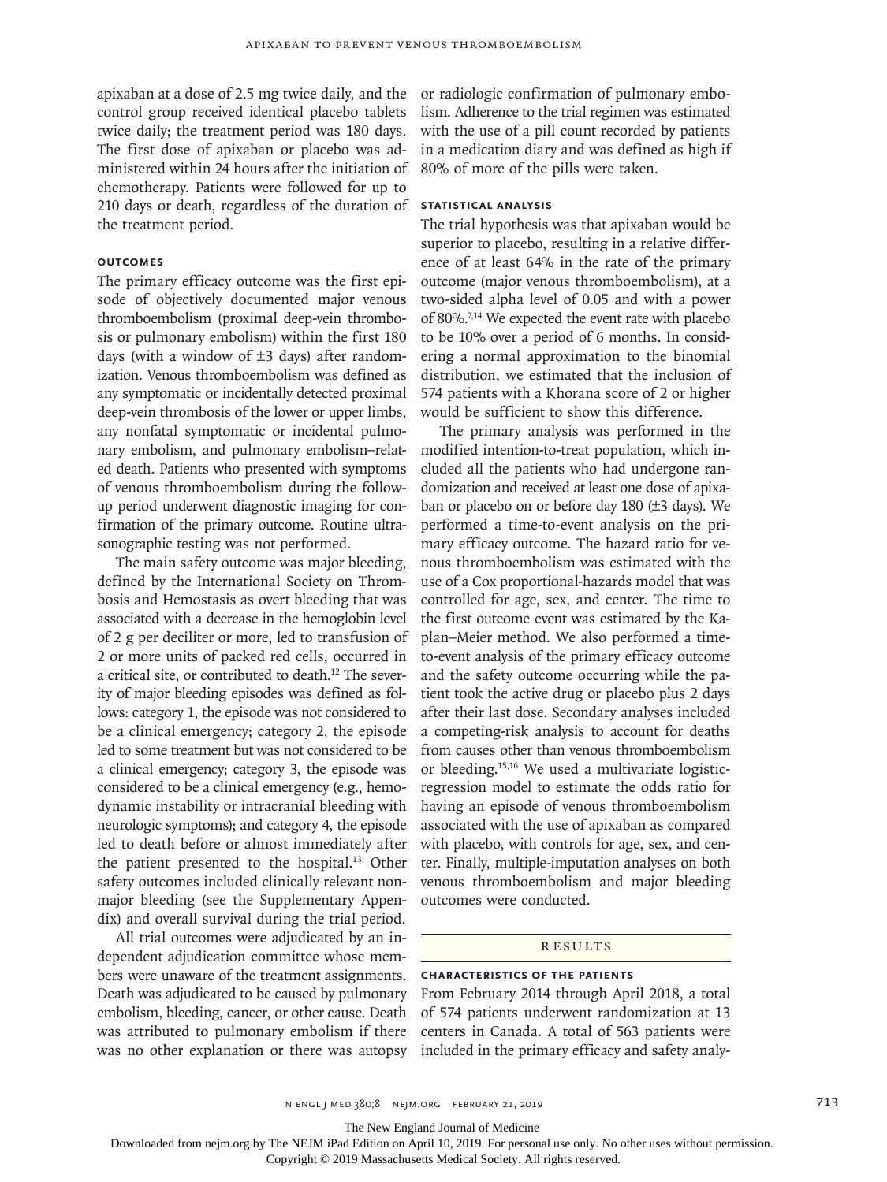apixaban at a dose of 2.5 mg twice daily, and the control group received identical placebo tablets twice daily; the treatment period was 180 days. The first dose of apixaban or placebo was administered within 24 hours after the initiation of chemotherapy. Patients were followed for up to 210 days or death, regardless of the duration of the treatment period.

### Outcomes

The primary efficacy outcome was the first episode of objectively documented major venous thromboembolism (proximal deep-vein thrombosis or pulmonary embolism) within the first 180 days (with a window of ±3 days) after randomization. Venous thromboembolism was defined as any symptomatic or incidentally detected proximal deep-vein thrombosis of the lower or upper limbs, any nonfatal symptomatic or incidental pulmonary embolism, and pulmonary embolism–related death. Patients who presented with symptoms of venous thromboembolism during the followup period underwent diagnostic imaging for confirmation of the primary outcome. Routine ultrasonographic testing was not performed.

The main safety outcome was major bleeding, defined by the International Society on Thrombosis and Hemostasis as overt bleeding that was associated with a decrease in the hemoglobin level of 2 g per deciliter or more, led to transfusion of 2 or more units of packed red cells, occurred in a critical site, or contributed to death.[12] The severity of major bleeding episodes was defined as follows: category 1, the episode was not considered to be a clinical emergency; category 2, the episode led to some treatment but was not considered to be a clinical emergency; category 3, the episode was considered to be a clinical emergency (e.g., hemodynamic instability or intracranial bleeding with neurologic symptoms); and category 4, the episode led to death before or almost immediately after the patient presented to the hospital.[13] Other safety outcomes included clinically relevant nonmajor bleeding (see the Supplementary Appendix) and overall survival during the trial period.

All trial outcomes were adjudicated by an independent adjudication committee whose members were unaware of the treatment assignments. Death was adjudicated to be caused by pulmonary embolism, bleeding, cancer, or other cause. Death was attributed to pulmonary embolism if there was no other explanation or there was autopsy or radiologic confirmation of pulmonary embolism. Adherence to the trial regimen was estimated with the use of a pill count recorded by patients in a medication diary and was defined as high if 80% of more of the pills were taken.

### Statistical Analysis

The trial hypothesis was that apixaban would be superior to placebo, resulting in a relative difference of at least 64% in the rate of the primary outcome (major venous thromboembolism), at a two-sided alpha level of 0.05 and with a power of 80%.[7,14] We expected the event rate with placebo to be 10% over a period of 6 months. In considering a normal approximation to the binomial distribution, we estimated that the inclusion of 574 patients with a Khorana score of 2 or higher would be sufficient to show this difference.

The primary analysis was performed in the modified intention-to-treat population, which included all the patients who had undergone randomization and received at least one dose of apixaban or placebo on or before day 180 (±3 days). We performed a time-to-event analysis on the primary efficacy outcome. The hazard ratio for venous thromboembolism was estimated with the use of a Cox proportional-hazards model that was controlled for age, sex, and center. The time to the first outcome event was estimated by the Kaplan–Meier method. We also performed a time-to-event analysis of the primary efficacy outcome and the safety outcome occurring while the patient took the active drug or placebo plus 2 days after their last dose. Secondary analyses included a competing-risk analysis to account for deaths from causes other than venous thromboembolism or bleeding.[15,16] We used a multivariate logistic-regression model to estimate the odds ratio for having an episode of venous thromboembolism associated with the use of apixaban as compared with placebo, with controls for age, sex, and center. Finally, multiple-imputation analyses on both venous thromboembolism and major bleeding outcomes were conducted.

## Results

### Characteristics of the Patients

From February 2014 through April 2018, a total of 574 patients underwent randomization at 13 centers in Canada. A total of 563 patients were included in the primary efficacy and safety analy-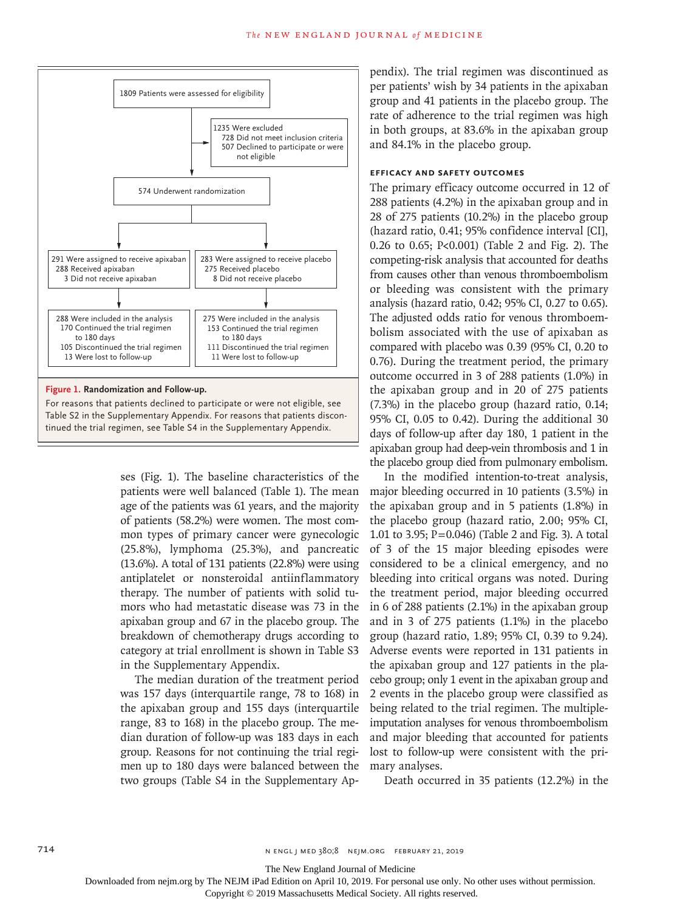1809 Patients were assessed for eligibility

1235 Were excluded
728 Did not meet inclusion criteria
507 Declined to participate or were not eligible

574 Underwent randomization

291 Were assigned to receive apixaban
288 Received apixaban
3 Did not receive apixaban

283 Were assigned to receive placebo
275 Received placebo
8 Did not receive placebo

288 Were included in the analysis
170 Continued the trial regimen to 180 days
105 Discontinued the trial regimen
13 Were lost to follow-up

275 Were included in the analysis
153 Continued the trial regimen to 180 days
111 Discontinued the trial regimen
11 Were lost to follow-up

**Figure 1. Randomization and Follow-up.**

For reasons that patients declined to participate or were not eligible, see Table S2 in the Supplementary Appendix. For reasons that patients discontinued the trial regimen, see Table S4 in the Supplementary Appendix.

ses (Fig. 1). The baseline characteristics of the patients were well balanced (Table 1). The mean age of the patients was 61 years, and the majority of patients (58.2%) were women. The most common types of primary cancer were gynecologic (25.8%), lymphoma (25.3%), and pancreatic (13.6%). A total of 131 patients (22.8%) were using antiplatelet or nonsteroidal antiinflammatory therapy. The number of patients with solid tumors who had metastatic disease was 73 in the apixaban group and 67 in the placebo group. The breakdown of chemotherapy drugs according to category at trial enrollment is shown in Table S3 in the Supplementary Appendix.

The median duration of the treatment period was 157 days (interquartile range, 78 to 168) in the apixaban group and 155 days (interquartile range, 83 to 168) in the placebo group. The median duration of follow-up was 183 days in each group. Reasons for not continuing the trial regimen up to 180 days were balanced between the two groups (Table S4 in the Supplementary Appendix). The trial regimen was discontinued as per patients' wish by 34 patients in the apixaban group and 41 patients in the placebo group. The rate of adherence to the trial regimen was high in both groups, at 83.6% in the apixaban group and 84.1% in the placebo group.

### Efficacy and Safety Outcomes

The primary efficacy outcome occurred in 12 of 288 patients (4.2%) in the apixaban group and in 28 of 275 patients (10.2%) in the placebo group (hazard ratio, 0.41; 95% confidence interval [CI], 0.26 to 0.65; P<0.001) (Table 2 and Fig. 2). The competing-risk analysis that accounted for deaths from causes other than venous thromboembolism or bleeding was consistent with the primary analysis (hazard ratio, 0.42; 95% CI, 0.27 to 0.65). The adjusted odds ratio for venous thromboembolism associated with the use of apixaban as compared with placebo was 0.39 (95% CI, 0.20 to 0.76). During the treatment period, the primary outcome occurred in 3 of 288 patients (1.0%) in the apixaban group and in 20 of 275 patients (7.3%) in the placebo group (hazard ratio, 0.14; 95% CI, 0.05 to 0.42). During the additional 30 days of follow-up after day 180, 1 patient in the apixaban group had deep-vein thrombosis and 1 in the placebo group died from pulmonary embolism.

In the modified intention-to-treat analysis, major bleeding occurred in 10 patients (3.5%) in the apixaban group and in 5 patients (1.8%) in the placebo group (hazard ratio, 2.00; 95% CI, 1.01 to 3.95; P=0.046) (Table 2 and Fig. 3). A total of 3 of the 15 major bleeding episodes were considered to be a clinical emergency, and no bleeding into critical organs was noted. During the treatment period, major bleeding occurred in 6 of 288 patients (2.1%) in the apixaban group and in 3 of 275 patients (1.1%) in the placebo group (hazard ratio, 1.89; 95% CI, 0.39 to 9.24). Adverse events were reported in 131 patients in the apixaban group and 127 patients in the placebo group; only 1 event in the apixaban group and 2 events in the placebo group were classified as being related to the trial regimen. The multiple-imputation analyses for venous thromboembolism and major bleeding that accounted for patients lost to follow-up were consistent with the primary analyses.

Death occurred in 35 patients (12.2%) in the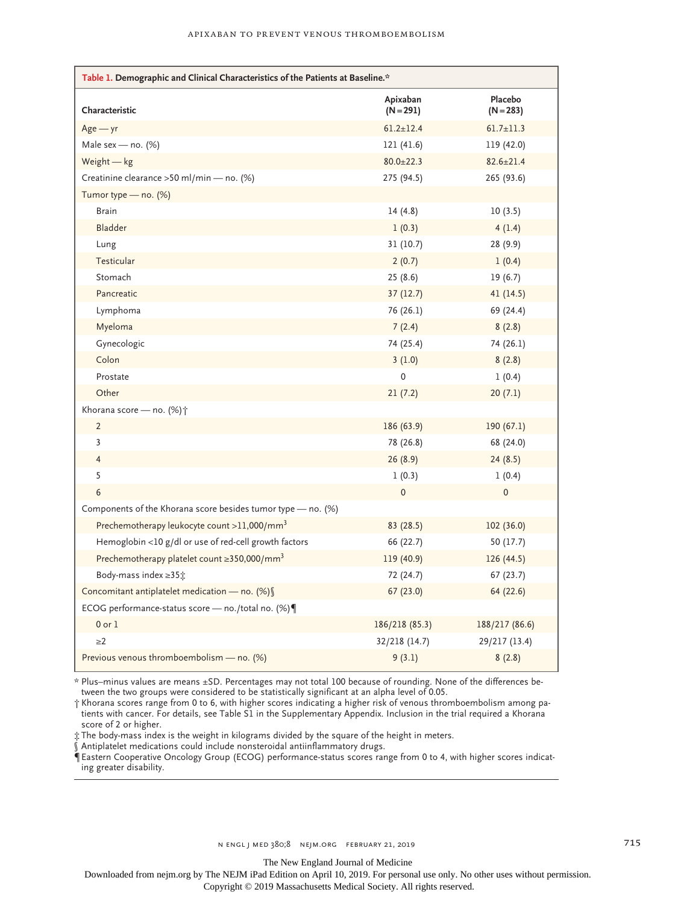**Table 1.** Demographic and Clinical Characteristics of the Patients at Baseline.*

| Characteristic | Apixaban (N=291) | Placebo (N=283) |
|---|---|---|
| Age — yr | 61.2±12.4 | 61.7±11.3 |
| Male sex — no. (%) | 121 (41.6) | 119 (42.0) |
| Weight — kg | 80.0±22.3 | 82.6±21.4 |
| Creatinine clearance >50 ml/min — no. (%) | 275 (94.5) | 265 (93.6) |
| Tumor type — no. (%) | | |
| Brain | 14 (4.8) | 10 (3.5) |
| Bladder | 1 (0.3) | 4 (1.4) |
| Lung | 31 (10.7) | 28 (9.9) |
| Testicular | 2 (0.7) | 1 (0.4) |
| Stomach | 25 (8.6) | 19 (6.7) |
| Pancreatic | 37 (12.7) | 41 (14.5) |
| Lymphoma | 76 (26.1) | 69 (24.4) |
| Myeloma | 7 (2.4) | 8 (2.8) |
| Gynecologic | 74 (25.4) | 74 (26.1) |
| Colon | 3 (1.0) | 8 (2.8) |
| Prostate | 0 | 1 (0.4) |
| Other | 21 (7.2) | 20 (7.1) |
| Khorana score — no. (%)† | | |
| 2 | 186 (63.9) | 190 (67.1) |
| 3 | 78 (26.8) | 68 (24.0) |
| 4 | 26 (8.9) | 24 (8.5) |
| 5 | 1 (0.3) | 1 (0.4) |
| 6 | 0 | 0 |
| Components of the Khorana score besides tumor type — no. (%) | | |
| Prechemotherapy leukocyte count >11,000/mm³ | 83 (28.5) | 102 (36.0) |
| Hemoglobin <10 g/dl or use of red-cell growth factors | 66 (22.7) | 50 (17.7) |
| Prechemotherapy platelet count ≥350,000/mm³ | 119 (40.9) | 126 (44.5) |
| Body-mass index ≥35‡ | 72 (24.7) | 67 (23.7) |
| Concomitant antiplatelet medication — no. (%)§ | 67 (23.0) | 64 (22.6) |
| ECOG performance-status score — no./total no. (%)¶ | | |
| 0 or 1 | 186/218 (85.3) | 188/217 (86.6) |
| ≥2 | 32/218 (14.7) | 29/217 (13.4) |
| Previous venous thromboembolism — no. (%) | 9 (3.1) | 8 (2.8) |

\* Plus–minus values are means ±SD. Percentages may not total 100 because of rounding. None of the differences between the two groups were considered to be statistically significant at an alpha level of 0.05.

† Khorana scores range from 0 to 6, with higher scores indicating a higher risk of venous thromboembolism among patients with cancer. For details, see Table S1 in the Supplementary Appendix. Inclusion in the trial required a Khorana score of 2 or higher.

‡ The body-mass index is the weight in kilograms divided by the square of the height in meters.

§ Antiplatelet medications could include nonsteroidal antiinflammatory drugs.

¶ Eastern Cooperative Oncology Group (ECOG) performance-status scores range from 0 to 4, with higher scores indicating greater disability.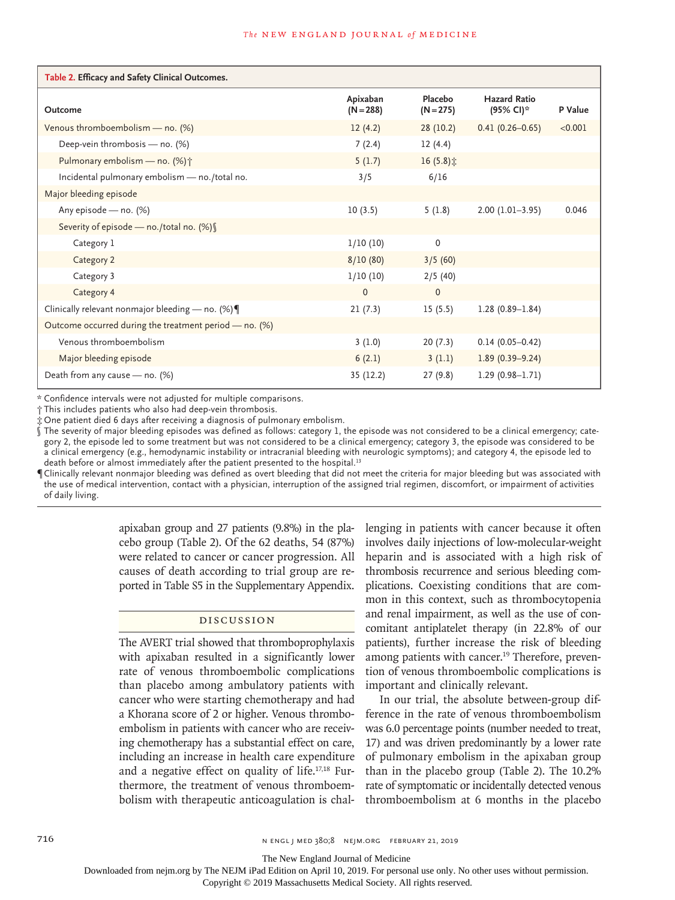**Table 2. Efficacy and Safety Clinical Outcomes.**

| Outcome | Apixaban (N=288) | Placebo (N=275) | Hazard Ratio (95% CI)* | P Value |
|---|---|---|---|---|
| Venous thromboembolism — no. (%) | 12 (4.2) | 28 (10.2) | 0.41 (0.26–0.65) | <0.001 |
| Deep-vein thrombosis — no. (%) | 7 (2.4) | 12 (4.4) | | |
| Pulmonary embolism — no. (%)† | 5 (1.7) | 16 (5.8)‡ | | |
| Incidental pulmonary embolism — no./total no. | 3/5 | 6/16 | | |
| Major bleeding episode | | | | |
| Any episode — no. (%) | 10 (3.5) | 5 (1.8) | 2.00 (1.01–3.95) | 0.046 |
| Severity of episode — no./total no. (%)§ | | | | |
| Category 1 | 1/10 (10) | 0 | | |
| Category 2 | 8/10 (80) | 3/5 (60) | | |
| Category 3 | 1/10 (10) | 2/5 (40) | | |
| Category 4 | 0 | 0 | | |
| Clinically relevant nonmajor bleeding — no. (%)¶ | 21 (7.3) | 15 (5.5) | 1.28 (0.89–1.84) | |
| Outcome occurred during the treatment period — no. (%) | | | | |
| Venous thromboembolism | 3 (1.0) | 20 (7.3) | 0.14 (0.05–0.42) | |
| Major bleeding episode | 6 (2.1) | 3 (1.1) | 1.89 (0.39–9.24) | |
| Death from any cause — no. (%) | 35 (12.2) | 27 (9.8) | 1.29 (0.98–1.71) | |

\* Confidence intervals were not adjusted for multiple comparisons.

† This includes patients who also had deep-vein thrombosis.

‡ One patient died 6 days after receiving a diagnosis of pulmonary embolism.

§ The severity of major bleeding episodes was defined as follows: category 1, the episode was not considered to be a clinical emergency; category 2, the episode led to some treatment but was not considered to be a clinical emergency; category 3, the episode was considered to be a clinical emergency (e.g., hemodynamic instability or intracranial bleeding with neurologic symptoms); and category 4, the episode led to death before or almost immediately after the patient presented to the hospital.[13]

¶ Clinically relevant nonmajor bleeding was defined as overt bleeding that did not meet the criteria for major bleeding but was associated with the use of medical intervention, contact with a physician, interruption of the assigned trial regimen, discomfort, or impairment of activities of daily living.

apixaban group and 27 patients (9.8%) in the placebo group (Table 2). Of the 62 deaths, 54 (87%) were related to cancer or cancer progression. All causes of death according to trial group are reported in Table S5 in the Supplementary Appendix.

## Discussion

The AVERT trial showed that thromboprophylaxis with apixaban resulted in a significantly lower rate of venous thromboembolic complications than placebo among ambulatory patients with cancer who were starting chemotherapy and had a Khorana score of 2 or higher. Venous thromboembolism in patients with cancer who are receiving chemotherapy has a substantial effect on care, including an increase in health care expenditure and a negative effect on quality of life.[17,18] Furthermore, the treatment of venous thromboembolism with therapeutic anticoagulation is challenging in patients with cancer because it often involves daily injections of low-molecular-weight heparin and is associated with a high risk of thrombosis recurrence and serious bleeding complications. Coexisting conditions that are common in this context, such as thrombocytopenia and renal impairment, as well as the use of concomitant antiplatelet therapy (in 22.8% of our patients), further increase the risk of bleeding among patients with cancer.[19] Therefore, prevention of venous thromboembolic complications is important and clinically relevant.

In our trial, the absolute between-group difference in the rate of venous thromboembolism was 6.0 percentage points (number needed to treat, 17) and was driven predominantly by a lower rate of pulmonary embolism in the apixaban group than in the placebo group (Table 2). The 10.2% rate of symptomatic or incidentally detected venous thromboembolism at 6 months in the placebo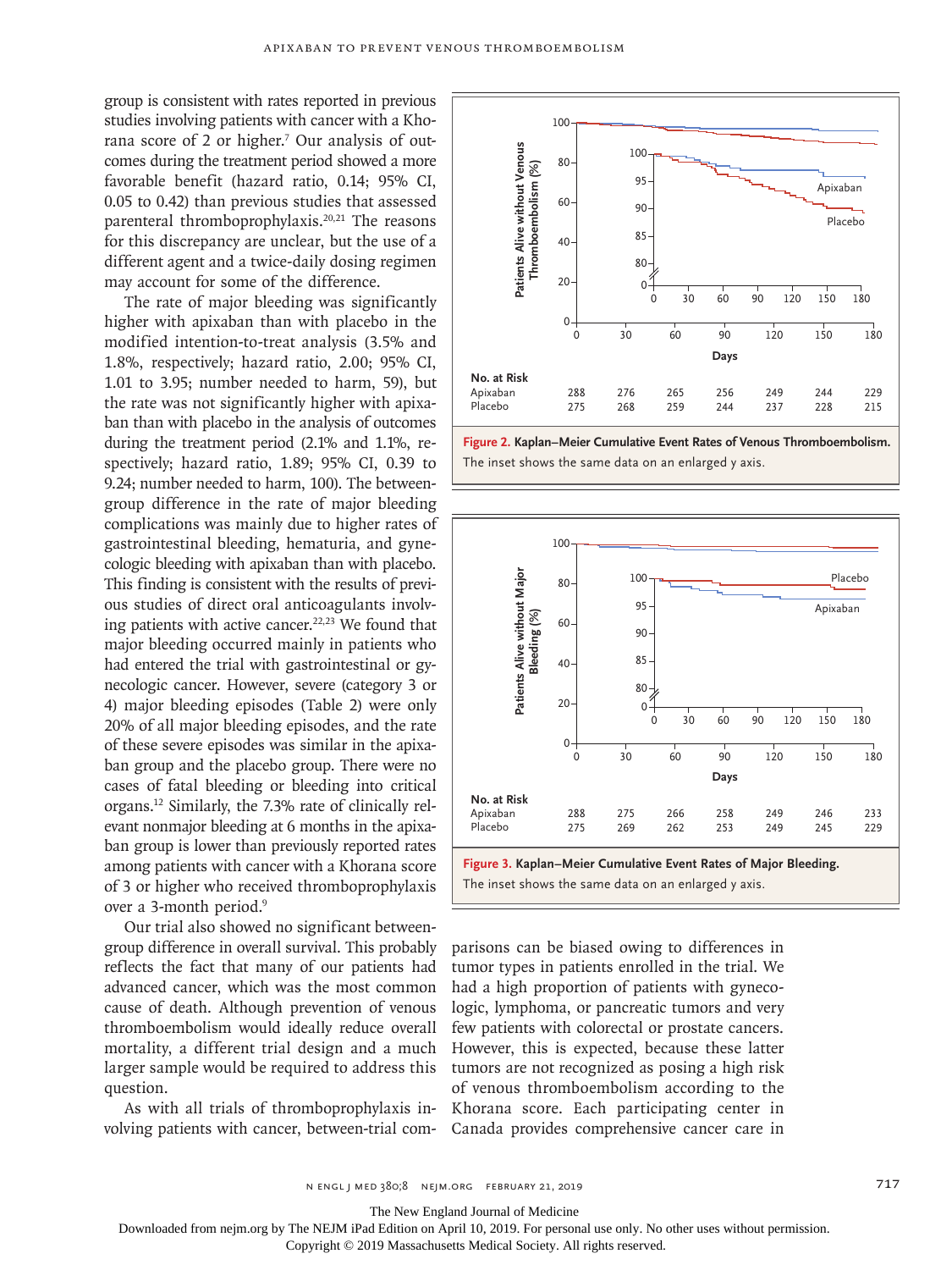group is consistent with rates reported in previous studies involving patients with cancer with a Khorana score of 2 or higher.[7] Our analysis of outcomes during the treatment period showed a more favorable benefit (hazard ratio, 0.14; 95% CI, 0.05 to 0.42) than previous studies that assessed parenteral thromboprophylaxis.[20,21] The reasons for this discrepancy are unclear, but the use of a different agent and a twice-daily dosing regimen may account for some of the difference.

The rate of major bleeding was significantly higher with apixaban than with placebo in the modified intention-to-treat analysis (3.5% and 1.8%, respectively; hazard ratio, 2.00; 95% CI, 1.01 to 3.95; number needed to harm, 59), but the rate was not significantly higher with apixaban than with placebo in the analysis of outcomes during the treatment period (2.1% and 1.1%, respectively; hazard ratio, 1.89; 95% CI, 0.39 to 9.24; number needed to harm, 100). The between-group difference in the rate of major bleeding complications was mainly due to higher rates of gastrointestinal bleeding, hematuria, and gynecologic bleeding with apixaban than with placebo. This finding is consistent with the results of previous studies of direct oral anticoagulants involving patients with active cancer.[22,23] We found that major bleeding occurred mainly in patients who had entered the trial with gastrointestinal or gynecologic cancer. However, severe (category 3 or 4) major bleeding episodes (Table 2) were only 20% of all major bleeding episodes, and the rate of these severe episodes was similar in the apixaban group and the placebo group. There were no cases of fatal bleeding or bleeding into critical organs.[12] Similarly, the 7.3% rate of clinically relevant nonmajor bleeding at 6 months in the apixaban group is lower than previously reported rates among patients with cancer with a Khorana score of 3 or higher who received thromboprophylaxis over a 3-month period.[9]

Our trial also showed no significant between-group difference in overall survival. This probably reflects the fact that many of our patients had advanced cancer, which was the most common cause of death. Although prevention of venous thromboembolism would ideally reduce overall mortality, a different trial design and a much larger sample would be required to address this question.

As with all trials of thromboprophylaxis involving patients with cancer, between-trial comparisons can be biased owing to differences in tumor types in patients enrolled in the trial. We had a high proportion of patients with gynecologic, lymphoma, or pancreatic tumors and very few patients with colorectal or prostate cancers. However, this is expected, because these latter tumors are not recognized as posing a high risk of venous thromboembolism according to the Khorana score. Each participating center in Canada provides comprehensive cancer care in

Patients Alive without Venous Thromboembolism (%)

100, 80, 60, 40, 20, 0

Inset: 100, 95, 90, 85, 80, 0; 0, 30, 60, 90, 120, 150, 180

Apixaban

Placebo

0, 30, 60, 90, 120, 150, 180

Days

No. at Risk

Apixaban 288 276 265 256 249 244 229

Placebo 275 268 259 244 237 228 215

**Figure 2. Kaplan–Meier Cumulative Event Rates of Venous Thromboembolism.**
The inset shows the same data on an enlarged y axis.

Patients Alive without Major Bleeding (%)

100, 80, 60, 40, 20, 0

Inset: 100, 95, 90, 85, 80, 0; 0, 30, 60, 90, 120, 150, 180

Placebo

Apixaban

0, 30, 60, 90, 120, 150, 180

Days

No. at Risk

Apixaban 288 275 266 258 249 246 233

Placebo 275 269 262 253 249 245 229

**Figure 3. Kaplan–Meier Cumulative Event Rates of Major Bleeding.**
The inset shows the same data on an enlarged y axis.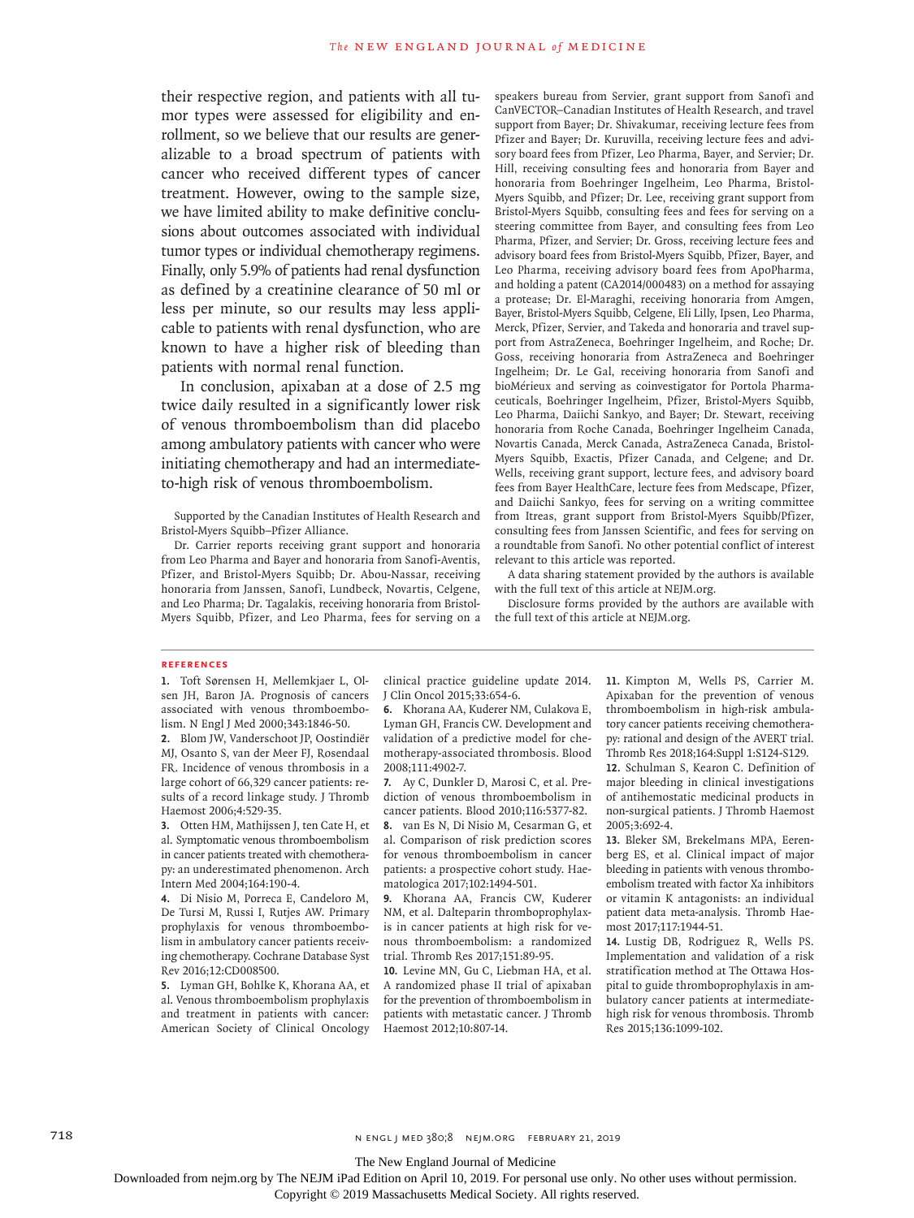their respective region, and patients with all tumor types were assessed for eligibility and enrollment, so we believe that our results are generalizable to a broad spectrum of patients with cancer who received different types of cancer treatment. However, owing to the sample size, we have limited ability to make definitive conclusions about outcomes associated with individual tumor types or individual chemotherapy regimens. Finally, only 5.9% of patients had renal dysfunction as defined by a creatinine clearance of 50 ml or less per minute, so our results may less applicable to patients with renal dysfunction, who are known to have a higher risk of bleeding than patients with normal renal function.

In conclusion, apixaban at a dose of 2.5 mg twice daily resulted in a significantly lower risk of venous thromboembolism than did placebo among ambulatory patients with cancer who were initiating chemotherapy and had an intermediate-to-high risk of venous thromboembolism.

Supported by the Canadian Institutes of Health Research and Bristol-Myers Squibb–Pfizer Alliance.

Dr. Carrier reports receiving grant support and honoraria from Leo Pharma and Bayer and honoraria from Sanofi-Aventis, Pfizer, and Bristol-Myers Squibb; Dr. Abou-Nassar, receiving honoraria from Janssen, Sanofi, Lundbeck, Novartis, Celgene, and Leo Pharma; Dr. Tagalakis, receiving honoraria from Bristol-Myers Squibb, Pfizer, and Leo Pharma, fees for serving on a speakers bureau from Servier, grant support from Sanofi and CanVECTOR–Canadian Institutes of Health Research, and travel support from Bayer; Dr. Shivakumar, receiving lecture fees from Pfizer and Bayer; Dr. Kuruvilla, receiving lecture fees and advisory board fees from Pfizer, Leo Pharma, Bayer, and Servier; Dr. Hill, receiving consulting fees and honoraria from Bayer and honoraria from Boehringer Ingelheim, Leo Pharma, Bristol-Myers Squibb, and Pfizer; Dr. Lee, receiving grant support from Bristol-Myers Squibb, consulting fees and fees for serving on a steering committee from Bayer, and consulting fees from Leo Pharma, Pfizer, and Servier; Dr. Gross, receiving lecture fees and advisory board fees from Bristol-Myers Squibb, Pfizer, Bayer, and Leo Pharma, receiving advisory board fees from ApoPharma, and holding a patent (CA2014/000483) on a method for assaying a protease; Dr. El-Maraghi, receiving honoraria from Amgen, Bayer, Bristol-Myers Squibb, Celgene, Eli Lilly, Ipsen, Leo Pharma, Merck, Pfizer, Servier, and Takeda and honoraria and travel support from AstraZeneca, Boehringer Ingelheim, and Roche; Dr. Goss, receiving honoraria from AstraZeneca and Boehringer Ingelheim; Dr. Le Gal, receiving honoraria from Sanofi and bioMérieux and serving as coinvestigator for Portola Pharmaceuticals, Boehringer Ingelheim, Pfizer, Bristol-Myers Squibb, Leo Pharma, Daiichi Sankyo, and Bayer; Dr. Stewart, receiving honoraria from Roche Canada, Boehringer Ingelheim Canada, Novartis Canada, Merck Canada, AstraZeneca Canada, Bristol-Myers Squibb, Exactis, Pfizer Canada, and Celgene; and Dr. Wells, receiving grant support, lecture fees, and advisory board fees from Bayer HealthCare, lecture fees from Medscape, Pfizer, and Daiichi Sankyo, fees for serving on a writing committee from Itreas, grant support from Bristol-Myers Squibb/Pfizer, consulting fees from Janssen Scientific, and fees for serving on a roundtable from Sanofi. No other potential conflict of interest relevant to this article was reported.

A data sharing statement provided by the authors is available with the full text of this article at NEJM.org.

Disclosure forms provided by the authors are available with the full text of this article at NEJM.org.

## References

1. Toft Sørensen H, Mellemkjaer L, Olsen JH, Baron JA. Prognosis of cancers associated with venous thromboembolism. N Engl J Med 2000;343:1846-50.
2. Blom JW, Vanderschoot JP, Oostindiër MJ, Osanto S, van der Meer FJ, Rosendaal FR. Incidence of venous thrombosis in a large cohort of 66,329 cancer patients: results of a record linkage study. J Thromb Haemost 2006;4:529-35.
3. Otten HM, Mathijssen J, ten Cate H, et al. Symptomatic venous thromboembolism in cancer patients treated with chemotherapy: an underestimated phenomenon. Arch Intern Med 2004;164:190-4.
4. Di Nisio M, Porreca E, Candeloro M, De Tursi M, Russi I, Rutjes AW. Primary prophylaxis for venous thromboembolism in ambulatory cancer patients receiving chemotherapy. Cochrane Database Syst Rev 2016;12:CD008500.
5. Lyman GH, Bohlke K, Khorana AA, et al. Venous thromboembolism prophylaxis and treatment in patients with cancer: American Society of Clinical Oncology clinical practice guideline update 2014. J Clin Oncol 2015;33:654-6.
6. Khorana AA, Kuderer NM, Culakova E, Lyman GH, Francis CW. Development and validation of a predictive model for chemotherapy-associated thrombosis. Blood 2008;111:4902-7.
7. Ay C, Dunkler D, Marosi C, et al. Prediction of venous thromboembolism in cancer patients. Blood 2010;116:5377-82.
8. van Es N, Di Nisio M, Cesarman G, et al. Comparison of risk prediction scores for venous thromboembolism in cancer patients: a prospective cohort study. Haematologica 2017;102:1494-501.
9. Khorana AA, Francis CW, Kuderer NM, et al. Dalteparin thromboprophylaxis in cancer patients at high risk for venous thromboembolism: a randomized trial. Thromb Res 2017;151:89-95.
10. Levine MN, Gu C, Liebman HA, et al. A randomized phase II trial of apixaban for the prevention of thromboembolism in patients with metastatic cancer. J Thromb Haemost 2012;10:807-14.
11. Kimpton M, Wells PS, Carrier M. Apixaban for the prevention of venous thromboembolism in high-risk ambulatory cancer patients receiving chemotherapy: rational and design of the AVERT trial. Thromb Res 2018;164:Suppl 1:S124-S129.
12. Schulman S, Kearon C. Definition of major bleeding in clinical investigations of antihemostatic medicinal products in non-surgical patients. J Thromb Haemost 2005;3:692-4.
13. Bleker SM, Brekelmans MPA, Eerenberg ES, et al. Clinical impact of major bleeding in patients with venous thromboembolism treated with factor Xa inhibitors or vitamin K antagonists: an individual patient data meta-analysis. Thromb Haemost 2017;117:1944-51.
14. Lustig DB, Rodriguez R, Wells PS. Implementation and validation of a risk stratification method at The Ottawa Hospital to guide thromboprophylaxis in ambulatory cancer patients at intermediate-high risk for venous thrombosis. Thromb Res 2015;136:1099-102.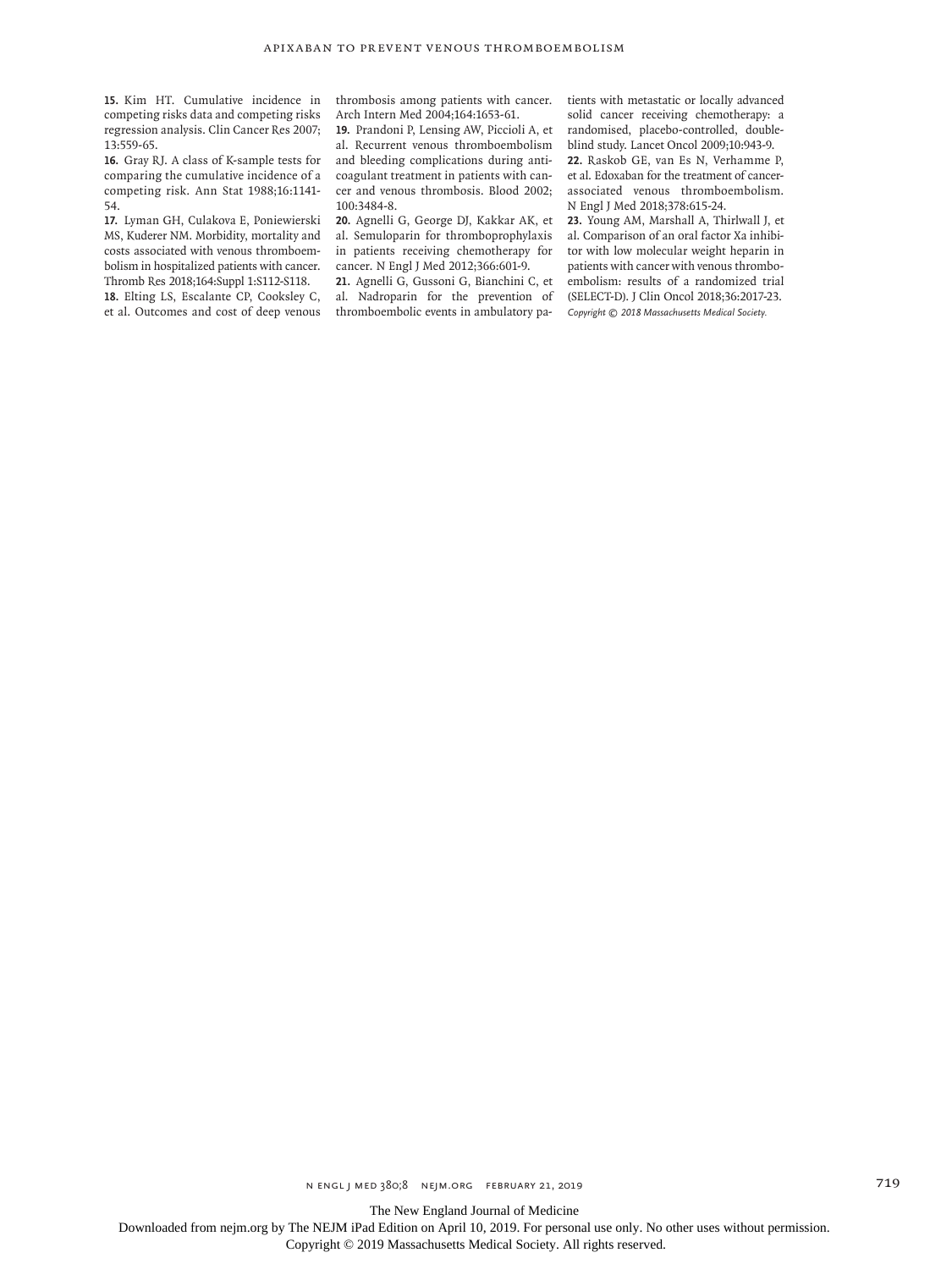**15.** Kim HT. Cumulative incidence in competing risks data and competing risks regression analysis. Clin Cancer Res 2007;13:559-65.

**16.** Gray RJ. A class of K-sample tests for comparing the cumulative incidence of a competing risk. Ann Stat 1988;16:1141-54.

**17.** Lyman GH, Culakova E, Poniewierski MS, Kuderer NM. Morbidity, mortality and costs associated with venous thromboembolism in hospitalized patients with cancer. Thromb Res 2018;164:Suppl 1:S112-S118.

**18.** Elting LS, Escalante CP, Cooksley C, et al. Outcomes and cost of deep venous thrombosis among patients with cancer. Arch Intern Med 2004;164:1653-61.

**19.** Prandoni P, Lensing AW, Piccioli A, et al. Recurrent venous thromboembolism and bleeding complications during anticoagulant treatment in patients with cancer and venous thrombosis. Blood 2002;100:3484-8.

**20.** Agnelli G, George DJ, Kakkar AK, et al. Semuloparin for thromboprophylaxis in patients receiving chemotherapy for cancer. N Engl J Med 2012;366:601-9.

**21.** Agnelli G, Gussoni G, Bianchini C, et al. Nadroparin for the prevention of thromboembolic events in ambulatory patients with metastatic or locally advanced solid cancer receiving chemotherapy: a randomised, placebo-controlled, double-blind study. Lancet Oncol 2009;10:943-9.

**22.** Raskob GE, van Es N, Verhamme P, et al. Edoxaban for the treatment of cancer-associated venous thromboembolism. N Engl J Med 2018;378:615-24.

**23.** Young AM, Marshall A, Thirlwall J, et al. Comparison of an oral factor Xa inhibitor with low molecular weight heparin in patients with cancer with venous thromboembolism: results of a randomized trial (SELECT-D). J Clin Oncol 2018;36:2017-23.

*Copyright © 2018 Massachusetts Medical Society.*